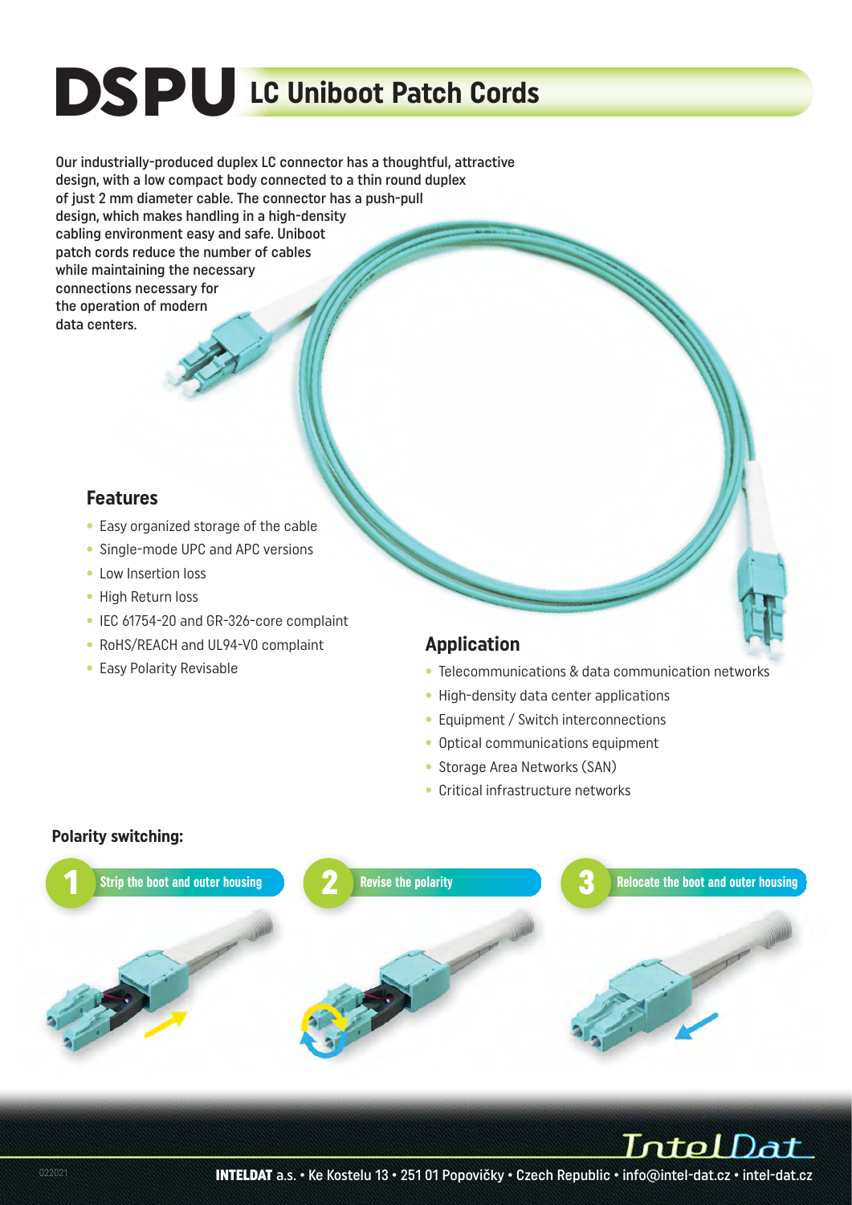# DSPU LC Uniboot Patch Cords

Our industrially-produced duplex LC connector has a thoughtful, attractive design, with a low compact body connected to a thin round duplex of just 2 mm diameter cable. The connector has a push-pull design, which makes handling in a high-density cabling environment easy and safe. Uniboot patch cords reduce the number of cables while maintaining the necessary connections necessary for the operation of modern data centers.

## Features

- Easy organized storage of the cable
- Single-mode UPC and APC versions
- Low Insertion loss
- High Return loss
- IEC 61754-20 and GR-326-core complaint
- RoHS/REACH and UL94-V0 complaint
- Easy Polarity Revisable

## Application

- Telecommunications & data communication networks
- High-density data center applications
- Equipment / Switch interconnections
- Optical communications equipment
- Storage Area Networks (SAN)
- Critical infrastructure networks

**Polarity switching:**

1. Strip the boot and outer housing
2. Revise the polarity
3. Relocate the boot and outer housing

**INTELDAT** a.s. • Ke Kostelu 13 • 251 01 Popovičky • Czech Republic • info@intel-dat.cz • intel-dat.cz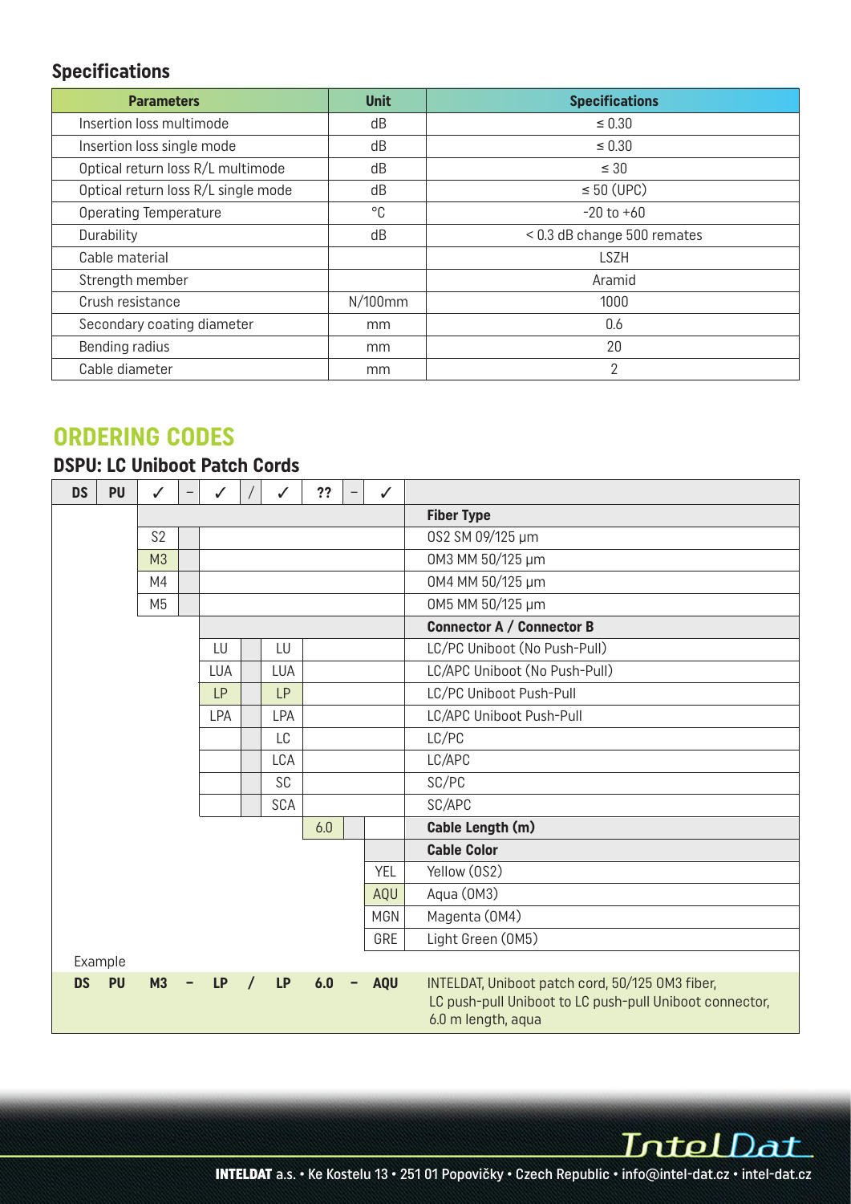## Specifications

| Parameters | Unit | Specifications |
|---|---|---|
| Insertion loss multimode | dB | ≤ 0.30 |
| Insertion loss single mode | dB | ≤ 0.30 |
| Optical return loss R/L multimode | dB | ≤ 30 |
| Optical return loss R/L single mode | dB | ≤ 50 (UPC) |
| Operating Temperature | °C | -20 to +60 |
| Durability | dB | < 0.3 dB change 500 remates |
| Cable material | | LSZH |
| Strength member | | Aramid |
| Crush resistance | N/100mm | 1000 |
| Secondary coating diameter | mm | 0.6 |
| Bending radius | mm | 20 |
| Cable diameter | mm | 2 |

# ORDERING CODES

### DSPU: LC Uniboot Patch Cords

| DS | PU | ✓ | – | ✓ | / | ✓ | ?? | – | ✓ | |
|---|---|---|---|---|---|---|---|---|---|---|
| | | | | | | | | | | **Fiber Type** |
| | | S2 | | | | | | | | OS2 SM 09/125 µm |
| | | M3 | | | | | | | | OM3 MM 50/125 µm |
| | | M4 | | | | | | | | OM4 MM 50/125 µm |
| | | M5 | | | | | | | | OM5 MM 50/125 µm |
| | | | | | | | | | | **Connector A / Connector B** |
| | | | | LU | | LU | | | | LC/PC Uniboot (No Push-Pull) |
| | | | | LUA | | LUA | | | | LC/APC Uniboot (No Push-Pull) |
| | | | | LP | | LP | | | | LC/PC Uniboot Push-Pull |
| | | | | LPA | | LPA | | | | LC/APC Uniboot Push-Pull |
| | | | | | | LC | | | | LC/PC |
| | | | | | | LCA | | | | LC/APC |
| | | | | | | SC | | | | SC/PC |
| | | | | | | SCA | | | | SC/APC |
| | | | | | | | 6.0 | | | **Cable Length (m)** |
| | | | | | | | | | | **Cable Color** |
| | | | | | | | | | YEL | Yellow (OS2) |
| | | | | | | | | | AQU | Aqua (OM3) |
| | | | | | | | | | MGN | Magenta (OM4) |
| | | | | | | | | | GRE | Light Green (OM5) |
| Example | | | | | | | | | | |
| **DS** | **PU** | **M3** | **–** | **LP** | **/** | **LP** | **6.0** | **–** | **AQU** | INTELDAT, Uniboot patch cord, 50/125 OM3 fiber, LC push-pull Uniboot to LC push-pull Uniboot connector, 6.0 m length, aqua |

**INTELDAT** a.s. • Ke Kostelu 13 • 251 01 Popovičky • Czech Republic • info@intel-dat.cz • intel-dat.cz